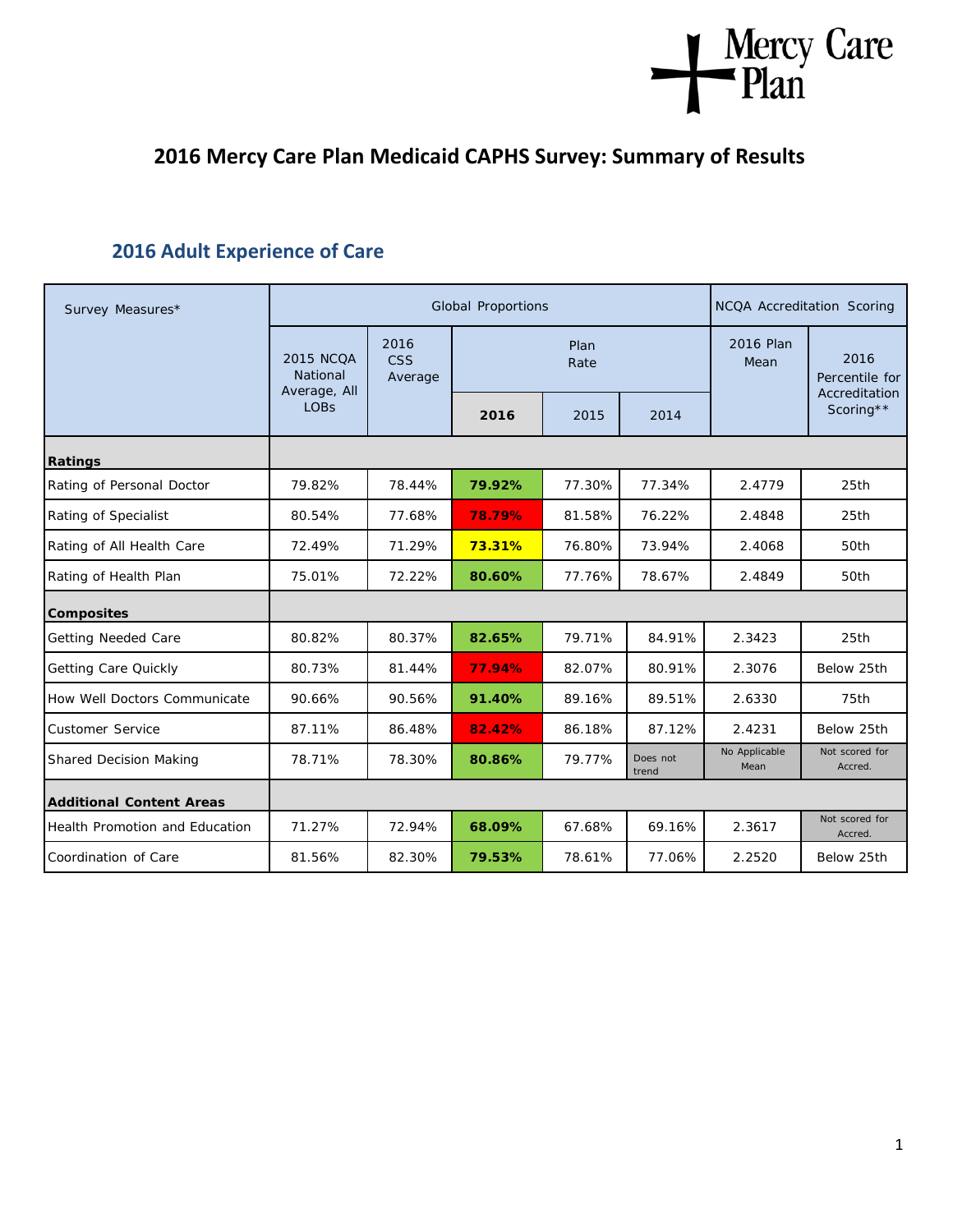# 2016 Mercy Care Plan Medicaid CAPHS Survey: Summary of Results

## 2016 Adult Experience of Care

| Survey Measures* | Global Proportions | | | | | NCQA Accreditation Scoring | |
|---|---|---|---|---|---|---|---|
| | 2015 NCQA National Average, All LOBs | 2016 CSS Average | Plan Rate | | | 2016 Plan Mean | 2016 Percentile for Accreditation Scoring** |
| | | | **2016** | 2015 | 2014 | | |
| **Ratings** | | | | | | | |
| Rating of Personal Doctor | 79.82% | 78.44% | **79.92%** | 77.30% | 77.34% | 2.4779 | 25th |
| Rating of Specialist | 80.54% | 77.68% | **78.79%** | 81.58% | 76.22% | 2.4848 | 25th |
| Rating of All Health Care | 72.49% | 71.29% | **73.31%** | 76.80% | 73.94% | 2.4068 | 50th |
| Rating of Health Plan | 75.01% | 72.22% | **80.60%** | 77.76% | 78.67% | 2.4849 | 50th |
| **Composites** | | | | | | | |
| Getting Needed Care | 80.82% | 80.37% | **82.65%** | 79.71% | 84.91% | 2.3423 | 25th |
| Getting Care Quickly | 80.73% | 81.44% | **77.94%** | 82.07% | 80.91% | 2.3076 | Below 25th |
| How Well Doctors Communicate | 90.66% | 90.56% | **91.40%** | 89.16% | 89.51% | 2.6330 | 75th |
| Customer Service | 87.11% | 86.48% | **82.42%** | 86.18% | 87.12% | 2.4231 | Below 25th |
| Shared Decision Making | 78.71% | 78.30% | **80.86%** | 79.77% | Does not trend | No Applicable Mean | Not scored for Accred. |
| **Additional Content Areas** | | | | | | | |
| Health Promotion and Education | 71.27% | 72.94% | **68.09%** | 67.68% | 69.16% | 2.3617 | Not scored for Accred. |
| Coordination of Care | 81.56% | 82.30% | **79.53%** | 78.61% | 77.06% | 2.2520 | Below 25th |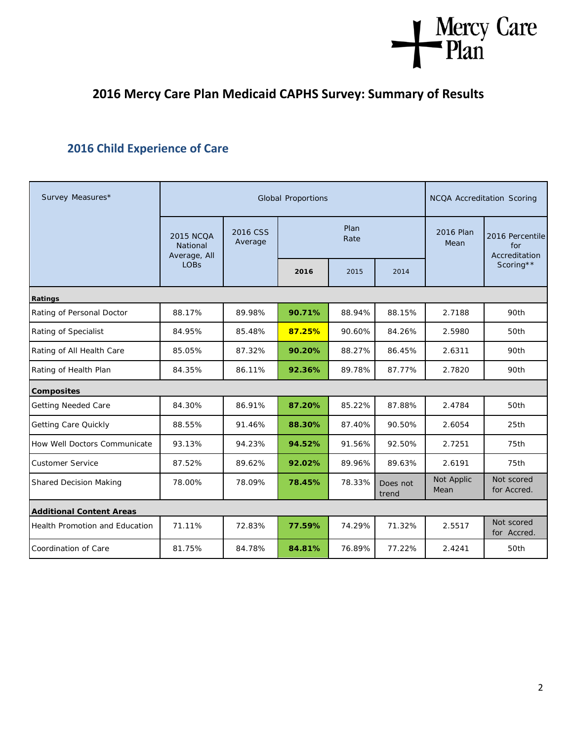Mercy Care Plan

# 2016 Mercy Care Plan Medicaid CAPHS Survey: Summary of Results

## 2016 Child Experience of Care

| Survey Measures* | Global Proportions | | | | | NCQA Accreditation Scoring | |
|---|---|---|---|---|---|---|---|
| | 2015 NCQA National Average, All LOBs | 2016 CSS Average | Plan Rate | | | 2016 Plan Mean | 2016 Percentile for Accreditation Scoring** |
| | | | 2016 | 2015 | 2014 | | |
| **Ratings** | | | | | | | |
| Rating of Personal Doctor | 88.17% | 89.98% | **90.71%** | 88.94% | 88.15% | 2.7188 | 90th |
| Rating of Specialist | 84.95% | 85.48% | **87.25%** | 90.60% | 84.26% | 2.5980 | 50th |
| Rating of All Health Care | 85.05% | 87.32% | **90.20%** | 88.27% | 86.45% | 2.6311 | 90th |
| Rating of Health Plan | 84.35% | 86.11% | **92.36%** | 89.78% | 87.77% | 2.7820 | 90th |
| **Composites** | | | | | | | |
| Getting Needed Care | 84.30% | 86.91% | **87.20%** | 85.22% | 87.88% | 2.4784 | 50th |
| Getting Care Quickly | 88.55% | 91.46% | **88.30%** | 87.40% | 90.50% | 2.6054 | 25th |
| How Well Doctors Communicate | 93.13% | 94.23% | **94.52%** | 91.56% | 92.50% | 2.7251 | 75th |
| Customer Service | 87.52% | 89.62% | **92.02%** | 89.96% | 89.63% | 2.6191 | 75th |
| Shared Decision Making | 78.00% | 78.09% | **78.45%** | 78.33% | Does not trend | Not Applic Mean | Not scored for Accred. |
| **Additional Content Areas** | | | | | | | |
| Health Promotion and Education | 71.11% | 72.83% | **77.59%** | 74.29% | 71.32% | 2.5517 | Not scored for Accred. |
| Coordination of Care | 81.75% | 84.78% | **84.81%** | 76.89% | 77.22% | 2.4241 | 50th |